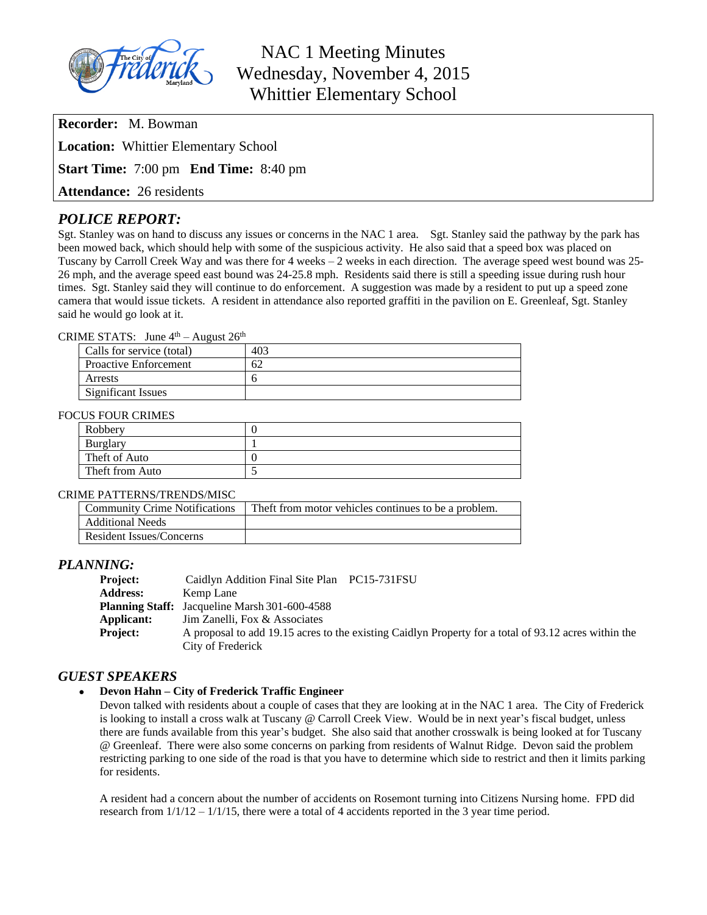# NAC 1 Meeting Minutes
## Wednesday, November 4, 2015
## Whittier Elementary School

**Recorder:** M. Bowman

**Location:** Whittier Elementary School

**Start Time:** 7:00 pm **End Time:** 8:40 pm

**Attendance:** 26 residents

## *POLICE REPORT:*

Sgt. Stanley was on hand to discuss any issues or concerns in the NAC 1 area. Sgt. Stanley said the pathway by the park has been mowed back, which should help with some of the suspicious activity. He also said that a speed box was placed on Tuscany by Carroll Creek Way and was there for 4 weeks – 2 weeks in each direction. The average speed west bound was 25-26 mph, and the average speed east bound was 24-25.8 mph. Residents said there is still a speeding issue during rush hour times. Sgt. Stanley said they will continue to do enforcement. A suggestion was made by a resident to put up a speed zone camera that would issue tickets. A resident in attendance also reported graffiti in the pavilion on E. Greenleaf, Sgt. Stanley said he would go look at it.

CRIME STATS: June 4th – August 26th

| | |
|---|---|
| Calls for service (total) | 403 |
| Proactive Enforcement | 62 |
| Arrests | 6 |
| Significant Issues | |

FOCUS FOUR CRIMES

| | |
|---|---|
| Robbery | 0 |
| Burglary | 1 |
| Theft of Auto | 0 |
| Theft from Auto | 5 |

CRIME PATTERNS/TRENDS/MISC

| | |
|---|---|
| Community Crime Notifications | Theft from motor vehicles continues to be a problem. |
| Additional Needs | |
| Resident Issues/Concerns | |

## *PLANNING:*

**Project:** Caidlyn Addition Final Site Plan PC15-731FSU
**Address:** Kemp Lane
**Planning Staff:** Jacqueline Marsh 301-600-4588
**Applicant:** Jim Zanelli, Fox & Associates
**Project:** A proposal to add 19.15 acres to the existing Caidlyn Property for a total of 93.12 acres within the City of Frederick

## *GUEST SPEAKERS*

- **Devon Hahn – City of Frederick Traffic Engineer**
  Devon talked with residents about a couple of cases that they are looking at in the NAC 1 area. The City of Frederick is looking to install a cross walk at Tuscany @ Carroll Creek View. Would be in next year's fiscal budget, unless there are funds available from this year's budget. She also said that another crosswalk is being looked at for Tuscany @ Greenleaf. There were also some concerns on parking from residents of Walnut Ridge. Devon said the problem restricting parking to one side of the road is that you have to determine which side to restrict and then it limits parking for residents.

  A resident had a concern about the number of accidents on Rosemont turning into Citizens Nursing home. FPD did research from 1/1/12 – 1/1/15, there were a total of 4 accidents reported in the 3 year time period.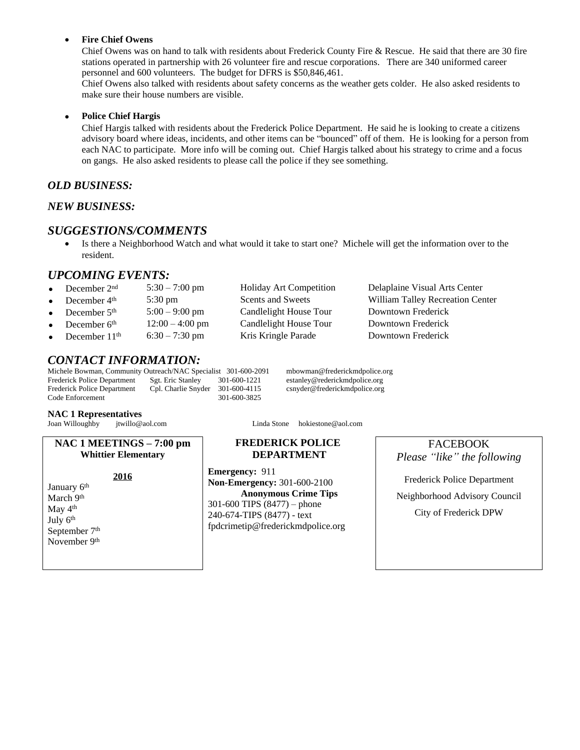- **Fire Chief Owens**
  Chief Owens was on hand to talk with residents about Frederick County Fire & Rescue. He said that there are 30 fire stations operated in partnership with 26 volunteer fire and rescue corporations. There are 340 uniformed career personnel and 600 volunteers. The budget for DFRS is $50,846,461.
  Chief Owens also talked with residents about safety concerns as the weather gets colder. He also asked residents to make sure their house numbers are visible.

- **Police Chief Hargis**
  Chief Hargis talked with residents about the Frederick Police Department. He said he is looking to create a citizens advisory board where ideas, incidents, and other items can be "bounced" off of them. He is looking for a person from each NAC to participate. More info will be coming out. Chief Hargis talked about his strategy to crime and a focus on gangs. He also asked residents to please call the police if they see something.

## *OLD BUSINESS:*

## *NEW BUSINESS:*

## *SUGGESTIONS/COMMENTS*

- Is there a Neighborhood Watch and what would it take to start one? Michele will get the information over to the resident.

## *UPCOMING EVENTS:*

| | | | |
|---|---|---|---|
| December 2nd | 5:30 – 7:00 pm | Holiday Art Competition | Delaplaine Visual Arts Center |
| December 4th | 5:30 pm | Scents and Sweets | William Talley Recreation Center |
| December 5th | 5:00 – 9:00 pm | Candlelight House Tour | Downtown Frederick |
| December 6th | 12:00 – 4:00 pm | Candlelight House Tour | Downtown Frederick |
| December 11th | 6:30 – 7:30 pm | Kris Kringle Parade | Downtown Frederick |

## *CONTACT INFORMATION:*

| | | | |
|---|---|---|---|
| Michele Bowman, Community Outreach/NAC Specialist | | 301-600-2091 | mbowman@frederickmdpolice.org |
| Frederick Police Department | Sgt. Eric Stanley | 301-600-1221 | estanley@rederickmdpolice.org |
| Frederick Police Department | Cpl. Charlie Snyder | 301-600-4115 | csnyder@frederickmdpolice.org |
| Code Enforcement | | 301-600-3825 | |

**NAC 1 Representatives**

Joan Willoughby jtwillo@aol.com

Linda Stone hokiestone@aol.com

**NAC 1 MEETINGS – 7:00 pm**
**Whittier Elementary**

**2016**

January 6th
March 9th
May 4th
July 6th
September 7th
November 9th

**FREDERICK POLICE DEPARTMENT**

**Emergency:** 911
**Non-Emergency:** 301-600-2100
**Anonymous Crime Tips**
301-600 TIPS (8477) – phone
240-674-TIPS (8477) - text
fpdcrimetip@frederickmdpolice.org

FACEBOOK
*Please "like" the following*

Frederick Police Department

Neighborhood Advisory Council

City of Frederick DPW